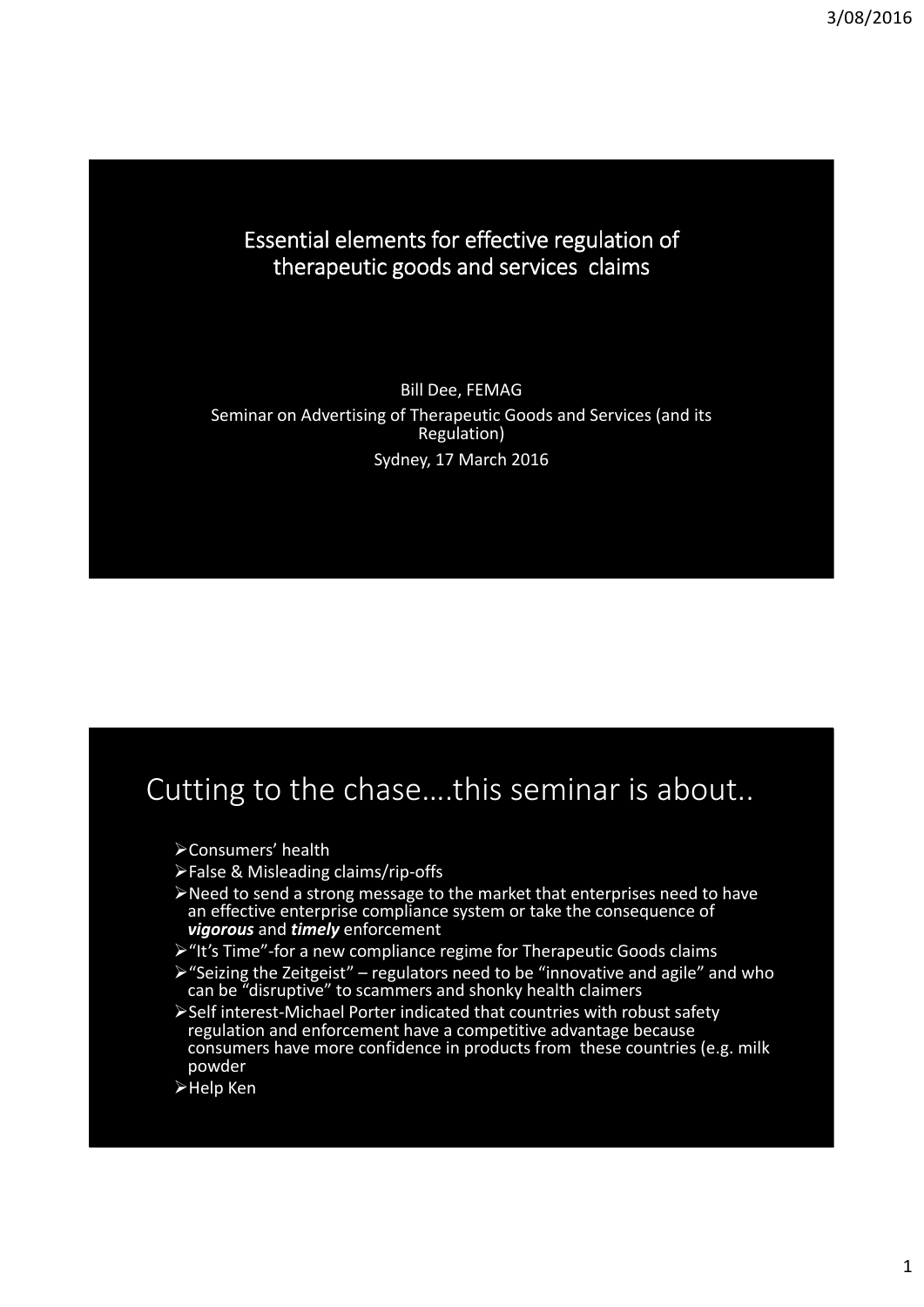# Essential elements for effective regulation of therapeutic goods and services claims

Bill Dee, FEMAG

Seminar on Advertising of Therapeutic Goods and Services (and its Regulation)

Sydney, 17 March 2016

## Cutting to the chase….this seminar is about..

- Consumers' health
- False & Misleading claims/rip-offs
- Need to send a strong message to the market that enterprises need to have an effective enterprise compliance system or take the consequence of ***vigorous*** and ***timely*** enforcement
- "It's Time"-for a new compliance regime for Therapeutic Goods claims
- "Seizing the Zeitgeist" – regulators need to be "innovative and agile" and who can be "disruptive" to scammers and shonky health claimers
- Self interest-Michael Porter indicated that countries with robust safety regulation and enforcement have a competitive advantage because consumers have more confidence in products from these countries (e.g. milk powder
- Help Ken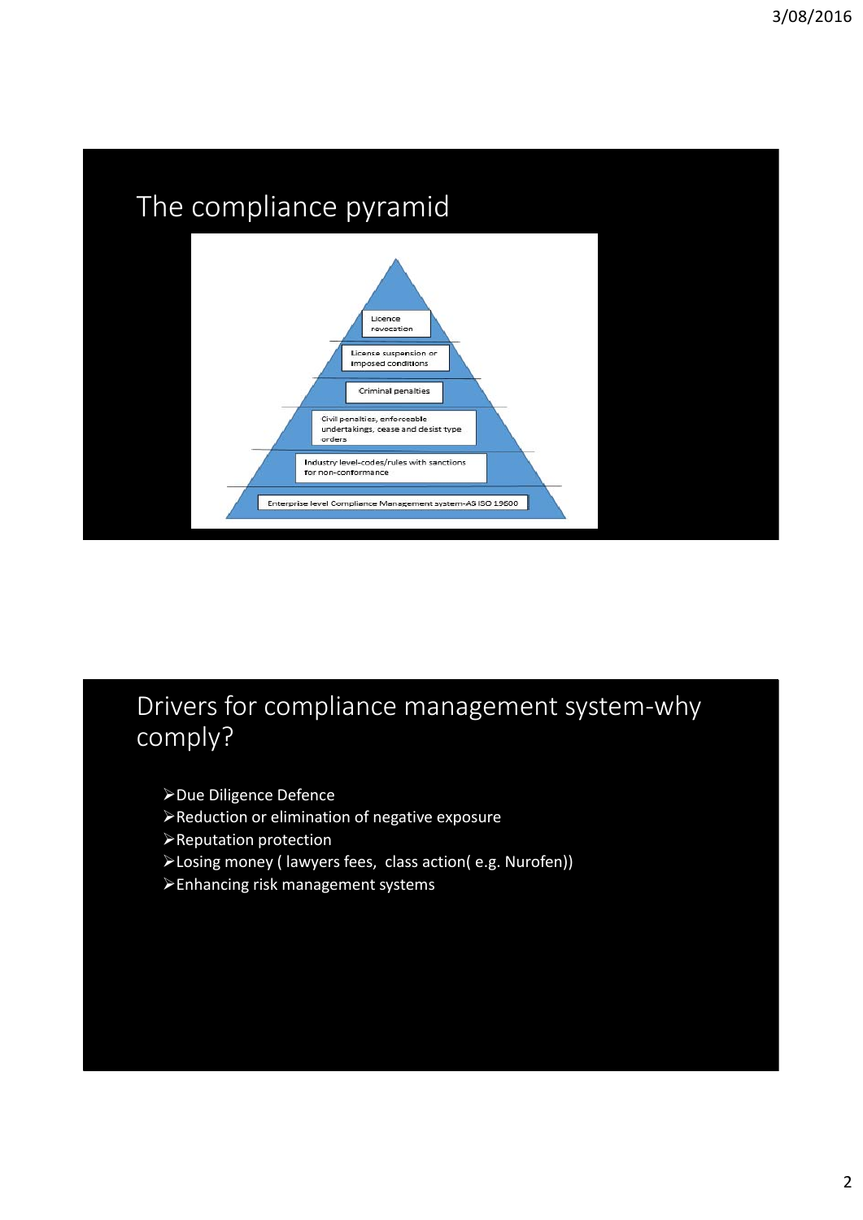## The compliance pyramid

- Licence revocation
- License suspension or imposed conditions
- Criminal penalties
- Civil penalties, enforceable undertakings, cease and desist type orders
- Industry level-codes/rules with sanctions for non-conformance
- Enterprise level Compliance Management system-AS ISO 19600

## Drivers for compliance management system-why comply?

- Due Diligence Defence
- Reduction or elimination of negative exposure
- Reputation protection
- Losing money ( lawyers fees, class action( e.g. Nurofen))
- Enhancing risk management systems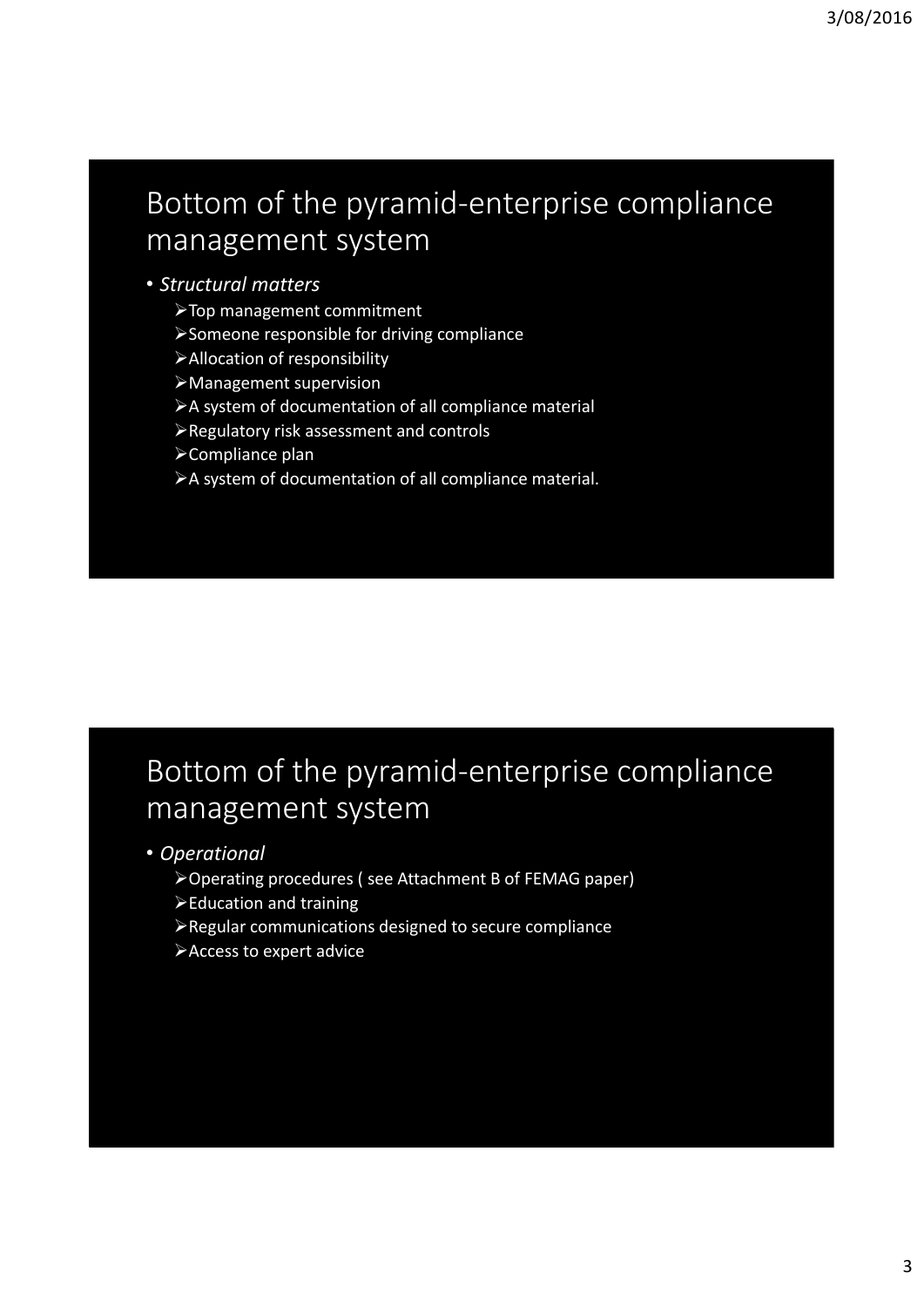## Bottom of the pyramid-enterprise compliance management system

- *Structural matters*
  - Top management commitment
  - Someone responsible for driving compliance
  - Allocation of responsibility
  - Management supervision
  - A system of documentation of all compliance material
  - Regulatory risk assessment and controls
  - Compliance plan
  - A system of documentation of all compliance material.

## Bottom of the pyramid-enterprise compliance management system

- *Operational*
  - Operating procedures ( see Attachment B of FEMAG paper)
  - Education and training
  - Regular communications designed to secure compliance
  - Access to expert advice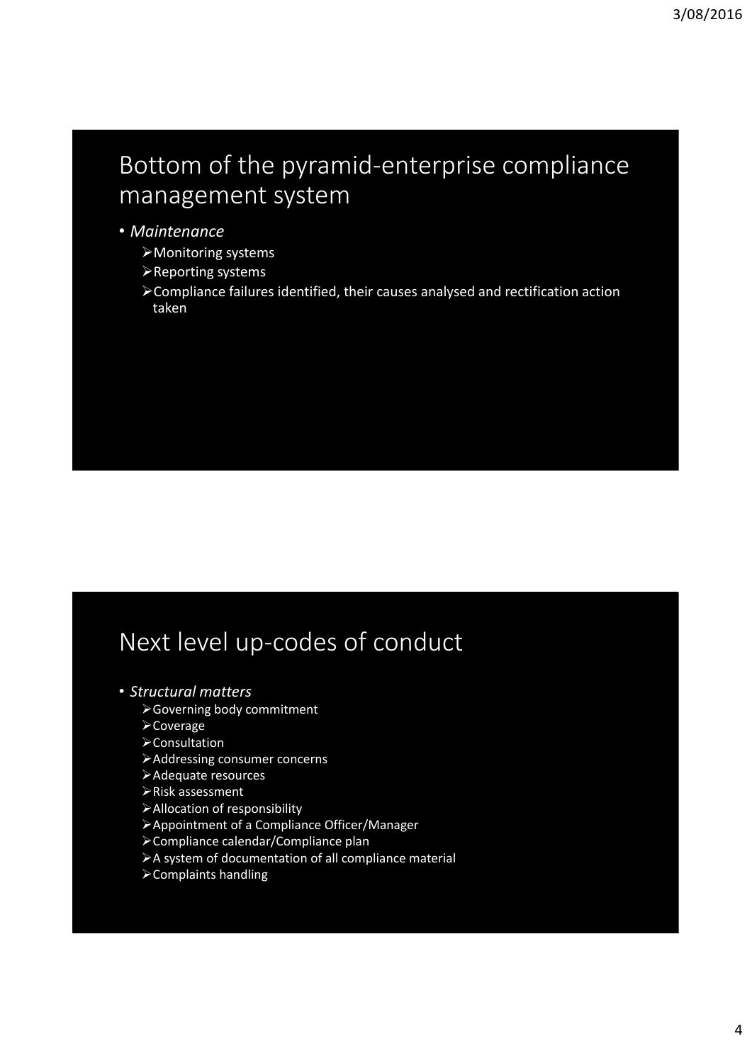## Bottom of the pyramid-enterprise compliance management system

- *Maintenance*
  - Monitoring systems
  - Reporting systems
  - Compliance failures identified, their causes analysed and rectification action taken

## Next level up-codes of conduct

- *Structural matters*
  - Governing body commitment
  - Coverage
  - Consultation
  - Addressing consumer concerns
  - Adequate resources
  - Risk assessment
  - Allocation of responsibility
  - Appointment of a Compliance Officer/Manager
  - Compliance calendar/Compliance plan
  - A system of documentation of all compliance material
  - Complaints handling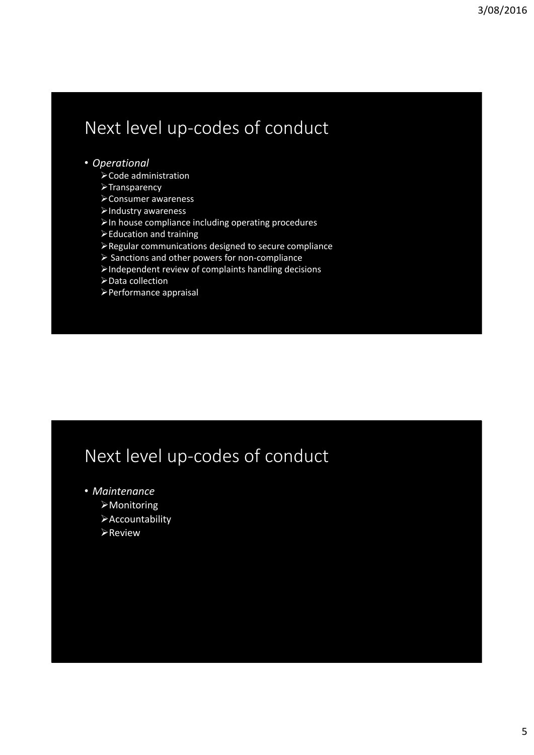## Next level up-codes of conduct

- *Operational*
  - Code administration
  - Transparency
  - Consumer awareness
  - Industry awareness
  - In house compliance including operating procedures
  - Education and training
  - Regular communications designed to secure compliance
  - Sanctions and other powers for non-compliance
  - Independent review of complaints handling decisions
  - Data collection
  - Performance appraisal

## Next level up-codes of conduct

- *Maintenance*
  - Monitoring
  - Accountability
  - Review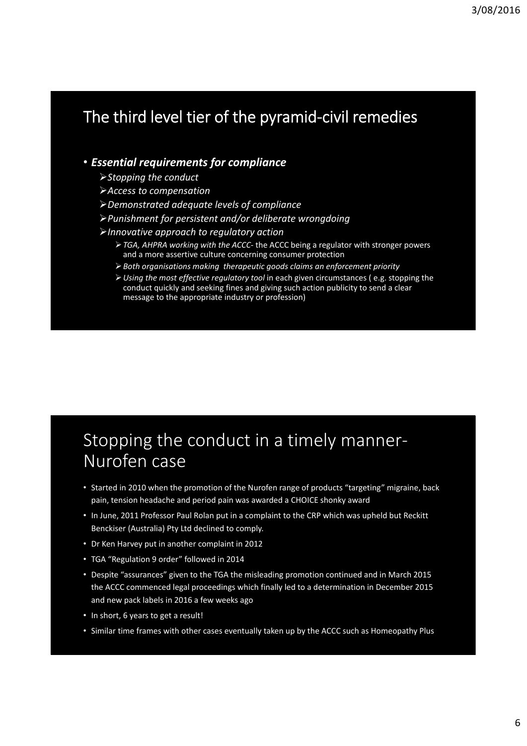## The third level tier of the pyramid-civil remedies

- ***Essential requirements for compliance***
  - *Stopping the conduct*
  - *Access to compensation*
  - *Demonstrated adequate levels of compliance*
  - *Punishment for persistent and/or deliberate wrongdoing*
  - *Innovative approach to regulatory action*
    - *TGA, AHPRA working with the ACCC*- the ACCC being a regulator with stronger powers and a more assertive culture concerning consumer protection
    - *Both organisations making therapeutic goods claims an enforcement priority*
    - *Using the most effective regulatory tool* in each given circumstances ( e.g. stopping the conduct quickly and seeking fines and giving such action publicity to send a clear message to the appropriate industry or profession)

## Stopping the conduct in a timely manner-Nurofen case

- Started in 2010 when the promotion of the Nurofen range of products "targeting" migraine, back pain, tension headache and period pain was awarded a CHOICE shonky award
- In June, 2011 Professor Paul Rolan put in a complaint to the CRP which was upheld but Reckitt Benckiser (Australia) Pty Ltd declined to comply.
- Dr Ken Harvey put in another complaint in 2012
- TGA "Regulation 9 order" followed in 2014
- Despite "assurances" given to the TGA the misleading promotion continued and in March 2015 the ACCC commenced legal proceedings which finally led to a determination in December 2015 and new pack labels in 2016 a few weeks ago
- In short, 6 years to get a result!
- Similar time frames with other cases eventually taken up by the ACCC such as Homeopathy Plus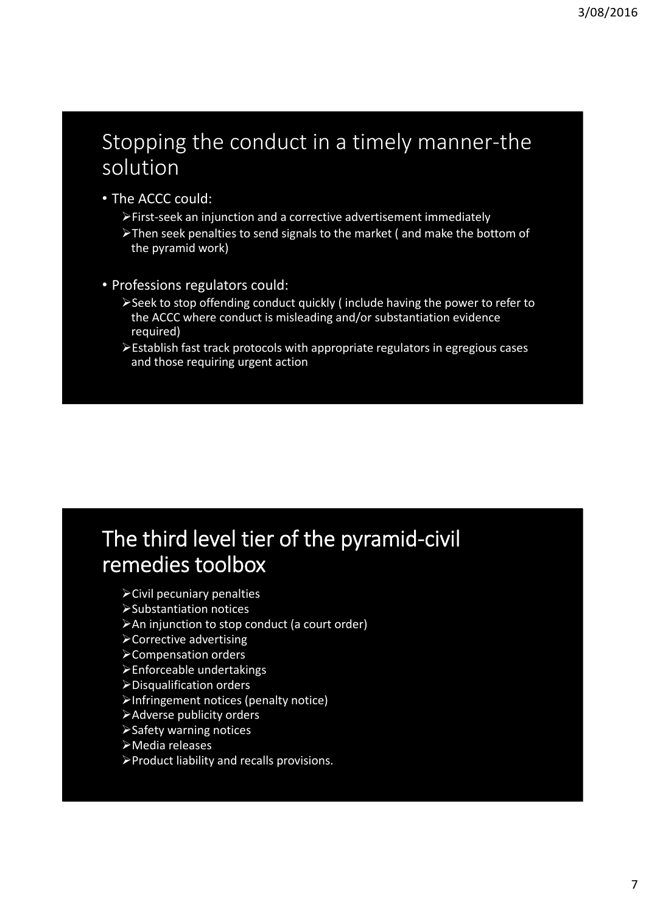## Stopping the conduct in a timely manner-the solution

- The ACCC could:
  - First-seek an injunction and a corrective advertisement immediately
  - Then seek penalties to send signals to the market ( and make the bottom of the pyramid work)

- Professions regulators could:
  - Seek to stop offending conduct quickly ( include having the power to refer to the ACCC where conduct is misleading and/or substantiation evidence required)
  - Establish fast track protocols with appropriate regulators in egregious cases and those requiring urgent action

## The third level tier of the pyramid-civil remedies toolbox

- Civil pecuniary penalties
- Substantiation notices
- An injunction to stop conduct (a court order)
- Corrective advertising
- Compensation orders
- Enforceable undertakings
- Disqualification orders
- Infringement notices (penalty notice)
- Adverse publicity orders
- Safety warning notices
- Media releases
- Product liability and recalls provisions.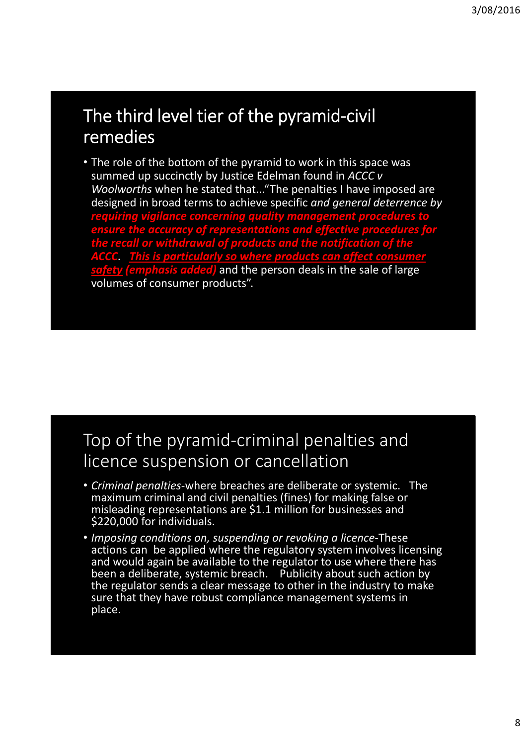## The third level tier of the pyramid-civil remedies

- The role of the bottom of the pyramid to work in this space was summed up succinctly by Justice Edelman found in *ACCC v Woolworths* when he stated that...“The penalties I have imposed are designed in broad terms to achieve specific *and general deterrence by* ***requiring vigilance concerning quality management procedures to ensure the accuracy of representations and effective procedures for the recall or withdrawal of products and the notification of the ACCC***. ***<u>This is particularly so where products can affect consumer safety</u> (emphasis added)*** and the person deals in the sale of large volumes of consumer products”.

## Top of the pyramid-criminal penalties and licence suspension or cancellation

- *Criminal penalties*-where breaches are deliberate or systemic. The maximum criminal and civil penalties (fines) for making false or misleading representations are $1.1 million for businesses and $220,000 for individuals.
- *Imposing conditions on, suspending or revoking a licence*-These actions can be applied where the regulatory system involves licensing and would again be available to the regulator to use where there has been a deliberate, systemic breach. Publicity about such action by the regulator sends a clear message to other in the industry to make sure that they have robust compliance management systems in place.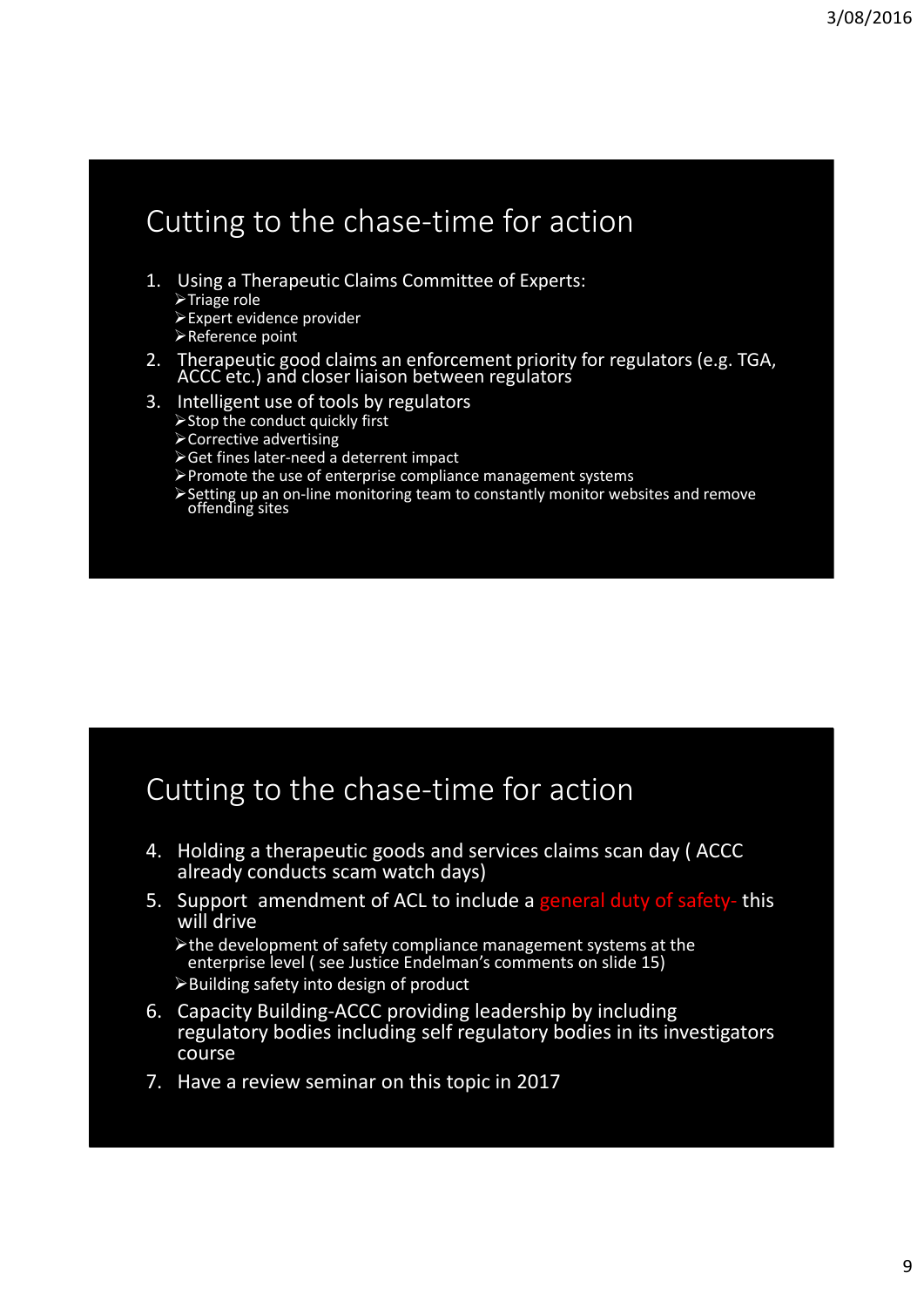## Cutting to the chase-time for action

1. Using a Therapeutic Claims Committee of Experts:
   - Triage role
   - Expert evidence provider
   - Reference point
2. Therapeutic good claims an enforcement priority for regulators (e.g. TGA, ACCC etc.) and closer liaison between regulators
3. Intelligent use of tools by regulators
   - Stop the conduct quickly first
   - Corrective advertising
   - Get fines later-need a deterrent impact
   - Promote the use of enterprise compliance management systems
   - Setting up an on-line monitoring team to constantly monitor websites and remove offending sites

## Cutting to the chase-time for action

4. Holding a therapeutic goods and services claims scan day ( ACCC already conducts scam watch days)
5. Support amendment of ACL to include a general duty of safety- this will drive
   - the development of safety compliance management systems at the enterprise level ( see Justice Endelman's comments on slide 15)
   - Building safety into design of product
6. Capacity Building-ACCC providing leadership by including regulatory bodies including self regulatory bodies in its investigators course
7. Have a review seminar on this topic in 2017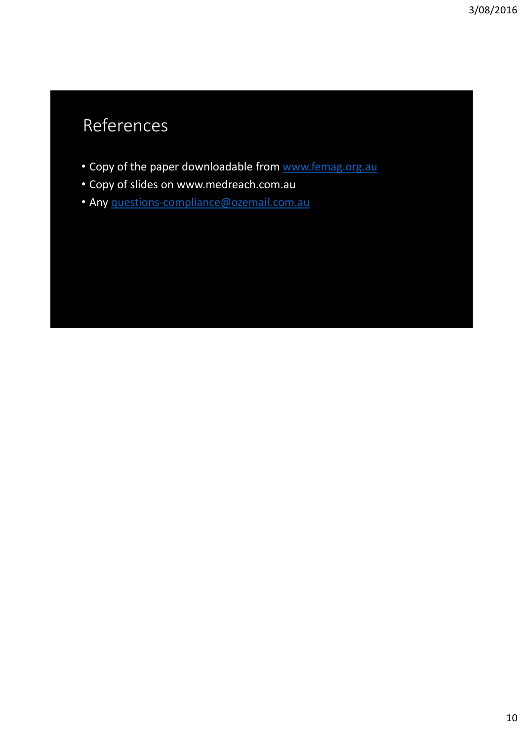# References

- Copy of the paper downloadable from www.femag.org.au
- Copy of slides on www.medreach.com.au
- Any questions-compliance@ozemail.com.au